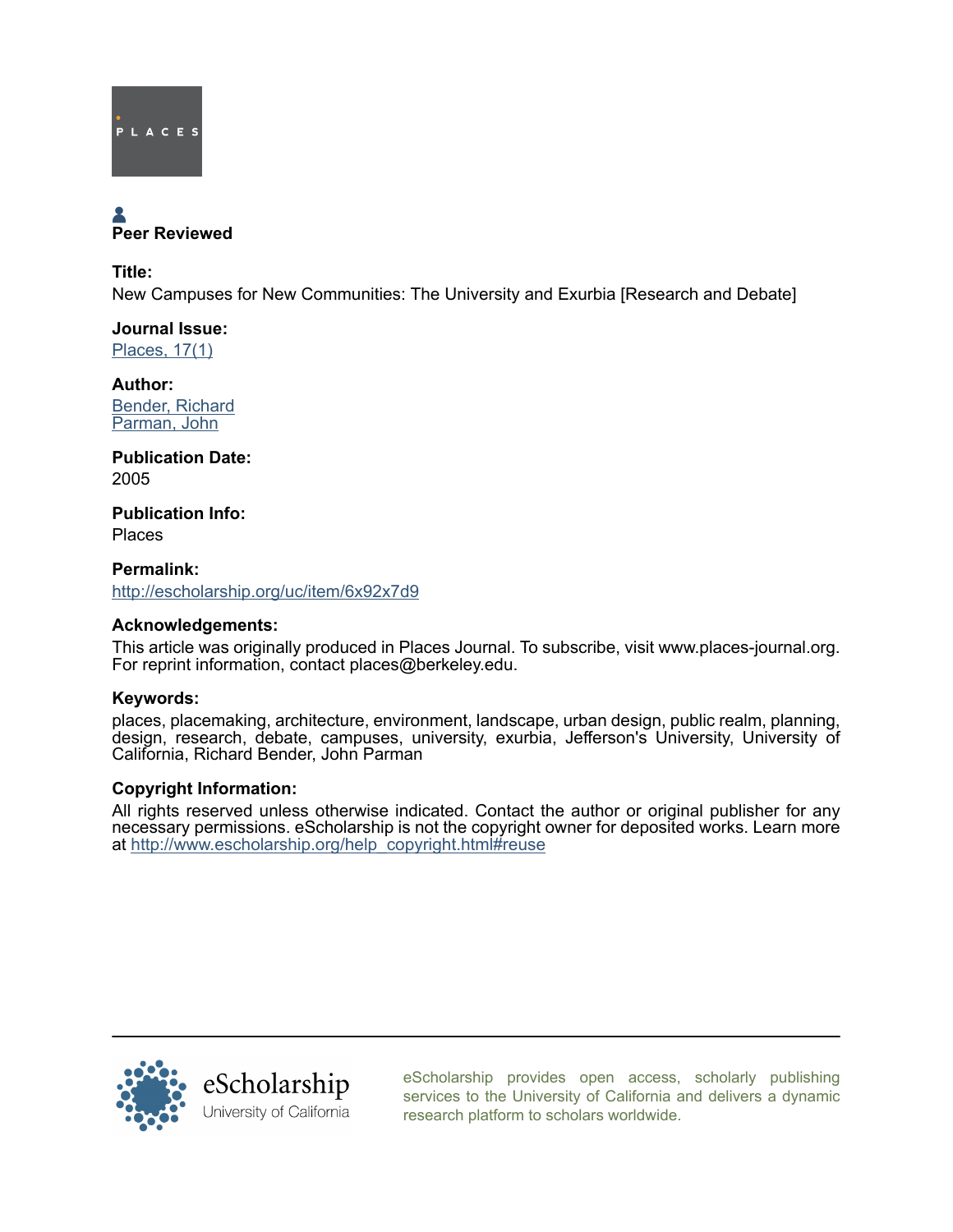PLACES

Peer Reviewed

**Title:**
New Campuses for New Communities: The University and Exurbia [Research and Debate]

**Journal Issue:**
Places, 17(1)

**Author:**
Bender, Richard
Parman, John

**Publication Date:**
2005

**Publication Info:**
Places

**Permalink:**
http://escholarship.org/uc/item/6x92x7d9

**Acknowledgements:**
This article was originally produced in Places Journal. To subscribe, visit www.places-journal.org. For reprint information, contact places@berkeley.edu.

**Keywords:**
places, placemaking, architecture, environment, landscape, urban design, public realm, planning, design, research, debate, campuses, university, exurbia, Jefferson's University, University of California, Richard Bender, John Parman

**Copyright Information:**
All rights reserved unless otherwise indicated. Contact the author or original publisher for any necessary permissions. eScholarship is not the copyright owner for deposited works. Learn more at http://www.escholarship.org/help_copyright.html#reuse

eScholarship
University of California

eScholarship provides open access, scholarly publishing services to the University of California and delivers a dynamic research platform to scholars worldwide.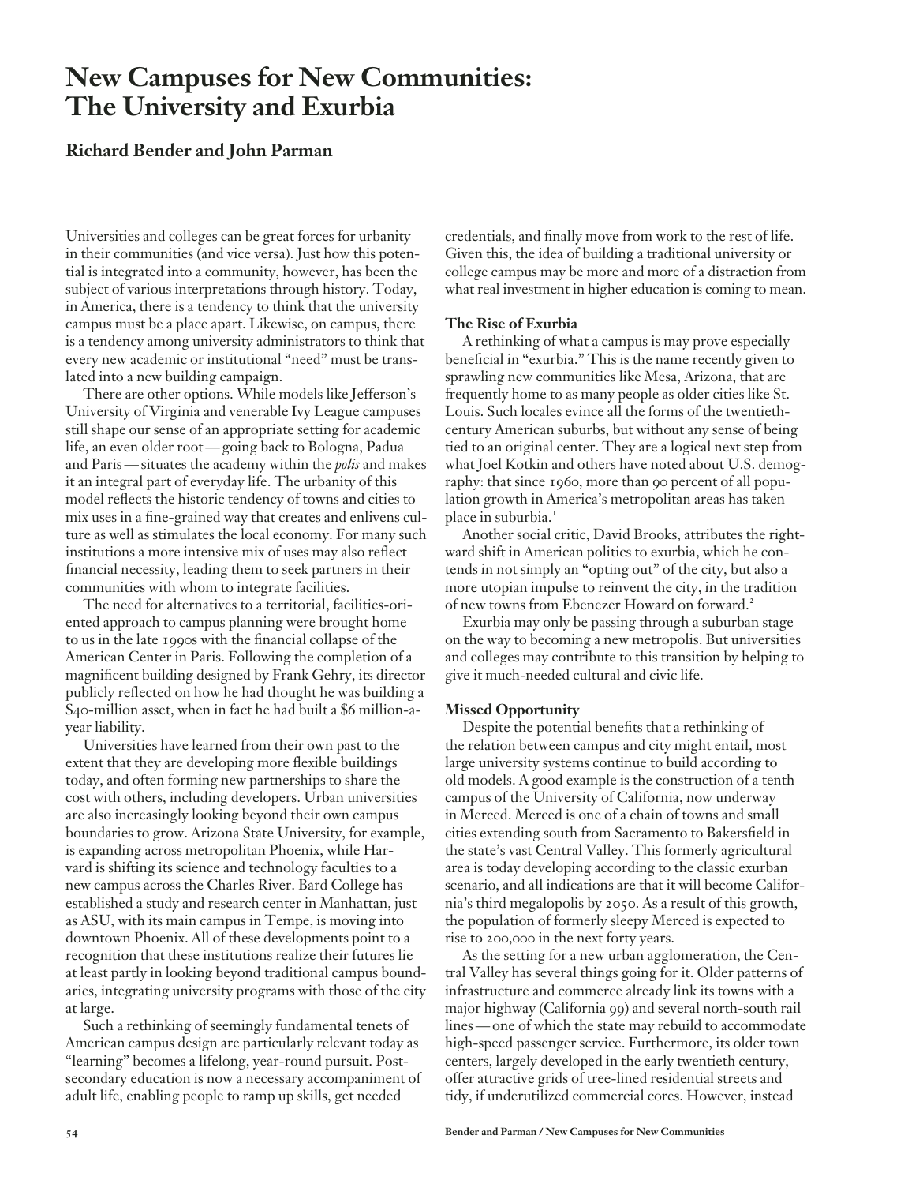# New Campuses for New Communities: The University and Exurbia

## Richard Bender and John Parman

Universities and colleges can be great forces for urbanity in their communities (and vice versa). Just how this potential is integrated into a community, however, has been the subject of various interpretations through history. Today, in America, there is a tendency to think that the university campus must be a place apart. Likewise, on campus, there is a tendency among university administrators to think that every new academic or institutional "need" must be translated into a new building campaign.

There are other options. While models like Jefferson's University of Virginia and venerable Ivy League campuses still shape our sense of an appropriate setting for academic life, an even older root — going back to Bologna, Padua and Paris — situates the academy within the *polis* and makes it an integral part of everyday life. The urbanity of this model reflects the historic tendency of towns and cities to mix uses in a fine-grained way that creates and enlivens culture as well as stimulates the local economy. For many such institutions a more intensive mix of uses may also reflect financial necessity, leading them to seek partners in their communities with whom to integrate facilities.

The need for alternatives to a territorial, facilities-oriented approach to campus planning were brought home to us in the late 1990s with the financial collapse of the American Center in Paris. Following the completion of a magnificent building designed by Frank Gehry, its director publicly reflected on how he had thought he was building a $40-million asset, when in fact he had built a $6 million-a-year liability.

Universities have learned from their own past to the extent that they are developing more flexible buildings today, and often forming new partnerships to share the cost with others, including developers. Urban universities are also increasingly looking beyond their own campus boundaries to grow. Arizona State University, for example, is expanding across metropolitan Phoenix, while Harvard is shifting its science and technology faculties to a new campus across the Charles River. Bard College has established a study and research center in Manhattan, just as ASU, with its main campus in Tempe, is moving into downtown Phoenix. All of these developments point to a recognition that these institutions realize their futures lie at least partly in looking beyond traditional campus boundaries, integrating university programs with those of the city at large.

Such a rethinking of seemingly fundamental tenets of American campus design are particularly relevant today as "learning" becomes a lifelong, year-round pursuit. Post-secondary education is now a necessary accompaniment of adult life, enabling people to ramp up skills, get needed credentials, and finally move from work to the rest of life. Given this, the idea of building a traditional university or college campus may be more and more of a distraction from what real investment in higher education is coming to mean.

### The Rise of Exurbia

A rethinking of what a campus is may prove especially beneficial in "exurbia." This is the name recently given to sprawling new communities like Mesa, Arizona, that are frequently home to as many people as older cities like St. Louis. Such locales evince all the forms of the twentieth-century American suburbs, but without any sense of being tied to an original center. They are a logical next step from what Joel Kotkin and others have noted about U.S. demography: that since 1960, more than 90 percent of all population growth in America's metropolitan areas has taken place in suburbia.[1]

Another social critic, David Brooks, attributes the rightward shift in American politics to exurbia, which he contends in not simply an "opting out" of the city, but also a more utopian impulse to reinvent the city, in the tradition of new towns from Ebenezer Howard on forward.[2]

Exurbia may only be passing through a suburban stage on the way to becoming a new metropolis. But universities and colleges may contribute to this transition by helping to give it much-needed cultural and civic life.

### Missed Opportunity

Despite the potential benefits that a rethinking of the relation between campus and city might entail, most large university systems continue to build according to old models. A good example is the construction of a tenth campus of the University of California, now underway in Merced. Merced is one of a chain of towns and small cities extending south from Sacramento to Bakersfield in the state's vast Central Valley. This formerly agricultural area is today developing according to the classic exurban scenario, and all indications are that it will become California's third megalopolis by 2050. As a result of this growth, the population of formerly sleepy Merced is expected to rise to 200,000 in the next forty years.

As the setting for a new urban agglomeration, the Central Valley has several things going for it. Older patterns of infrastructure and commerce already link its towns with a major highway (California 99) and several north-south rail lines — one of which the state may rebuild to accommodate high-speed passenger service. Furthermore, its older town centers, largely developed in the early twentieth century, offer attractive grids of tree-lined residential streets and tidy, if underutilized commercial cores. However, instead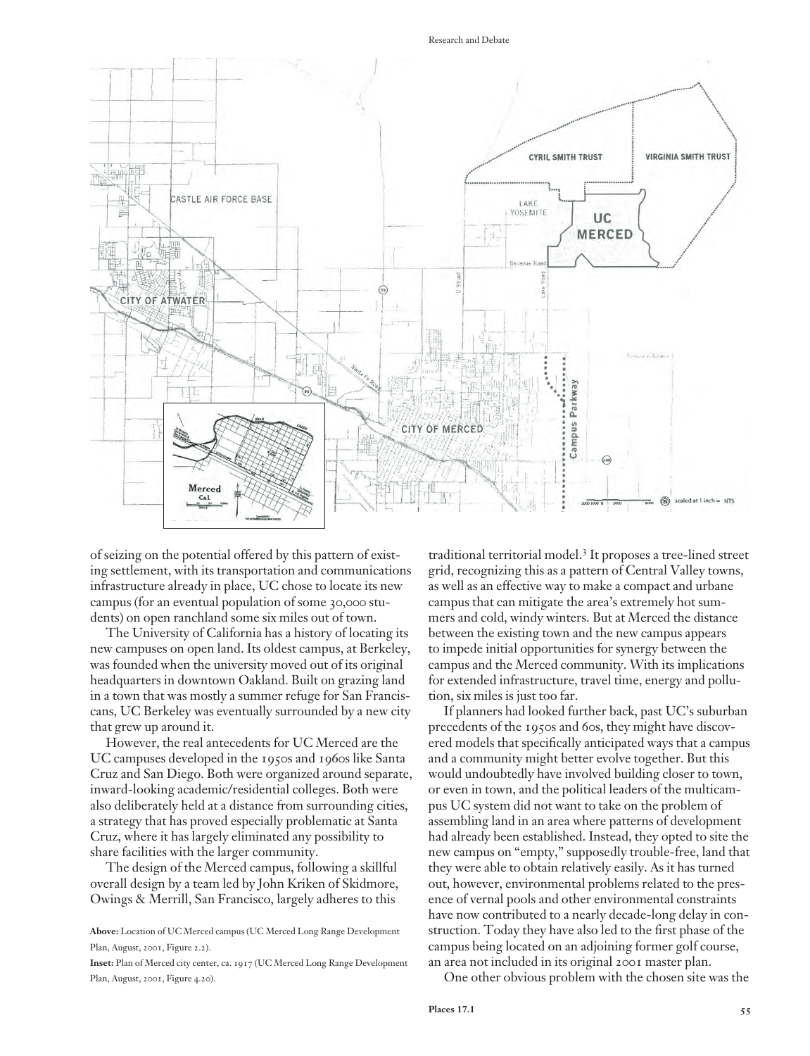of seizing on the potential offered by this pattern of existing settlement, with its transportation and communications infrastructure already in place, UC chose to locate its new campus (for an eventual population of some 30,000 students) on open ranchland some six miles out of town.

The University of California has a history of locating its new campuses on open land. Its oldest campus, at Berkeley, was founded when the university moved out of its original headquarters in downtown Oakland. Built on grazing land in a town that was mostly a summer refuge for San Franciscans, UC Berkeley was eventually surrounded by a new city that grew up around it.

However, the real antecedents for UC Merced are the UC campuses developed in the 1950s and 1960s like Santa Cruz and San Diego. Both were organized around separate, inward-looking academic/residential colleges. Both were also deliberately held at a distance from surrounding cities, a strategy that has proved especially problematic at Santa Cruz, where it has largely eliminated any possibility to share facilities with the larger community.

The design of the Merced campus, following a skillful overall design by a team led by John Kriken of Skidmore, Owings & Merrill, San Francisco, largely adheres to this traditional territorial model.[3] It proposes a tree-lined street grid, recognizing this as a pattern of Central Valley towns, as well as an effective way to make a compact and urbane campus that can mitigate the area's extremely hot summers and cold, windy winters. But at Merced the distance between the existing town and the new campus appears to impede initial opportunities for synergy between the campus and the Merced community. With its implications for extended infrastructure, travel time, energy and pollution, six miles is just too far.

If planners had looked further back, past UC's suburban precedents of the 1950s and 60s, they might have discovered models that specifically anticipated ways that a campus and a community might better evolve together. But this would undoubtedly have involved building closer to town, or even in town, and the political leaders of the multicampus UC system did not want to take on the problem of assembling land in an area where patterns of development had already been established. Instead, they opted to site the new campus on "empty," supposedly trouble-free, land that they were able to obtain relatively easily. As it has turned out, however, environmental problems related to the presence of vernal pools and other environmental constraints have now contributed to a nearly decade-long delay in construction. Today they have also led to the first phase of the campus being located on an adjoining former golf course, an area not included in its original 2001 master plan.

One other obvious problem with the chosen site was the

**Above:** Location of UC Merced campus (UC Merced Long Range Development Plan, August, 2001, Figure 2.2).

**Inset:** Plan of Merced city center, ca. 1917 (UC Merced Long Range Development Plan, August, 2001, Figure 4.20).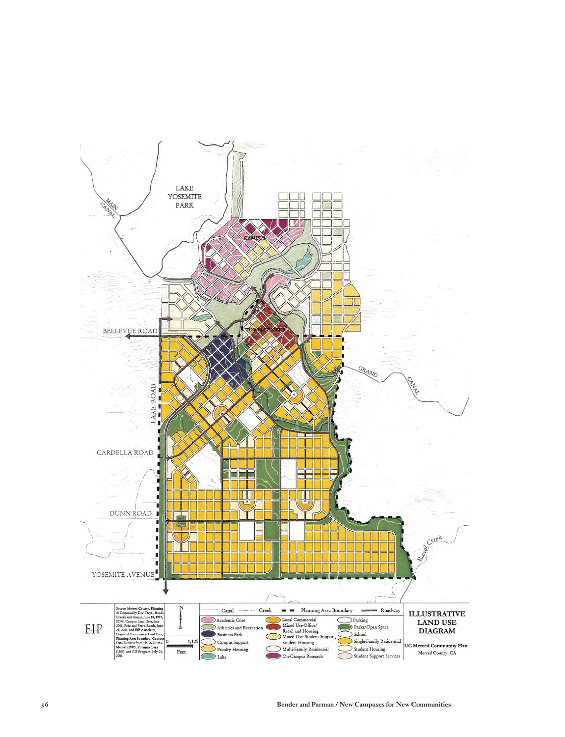# ILLUSTRATIVE LAND USE DIAGRAM

UC Merced Community Plan
Merced County, CA

EIP

Source: Merced County, Planning & Community Dev. Dept., Roads, Creeks and Canals, June 18, 1999; SOM, Campus Land Uses, July 2001; Fehr and Peers, Roads, June 29, 2001; and EIP Associates, Digitized Community Land Uses, Planning Area Boundary, Contour Data Derived from USGS DEMs - Merced (1987), Yosemite Lake (1987), and GIS Program, July 25, 2001.

Scale: 0–1,125 Feet

**Legend**

- Canal
- Creek
- Planning Area Boundary
- Roadway
- Academic Core
- Athletics and Recreation
- Business Park
- Campus Support
- Faculty Housing
- Lake
- Local Commercial
- Mixed Use-Office/Retail and Housing
- Mixed Use: Student Support, Student Housing
- Multi-Family Residential
- On-Campus Research
- Parking
- Parks/Open Space
- School
- Single-Family Residential
- Student Housing
- Student Support Services

**Map labels:** Lake Yosemite Park; Main Canal; Campus; Town Center; Bellevue Road; Grand Canal; Lake Road; Cardella Road; Dunn Road; Yosemite Avenue; Fahrens Creek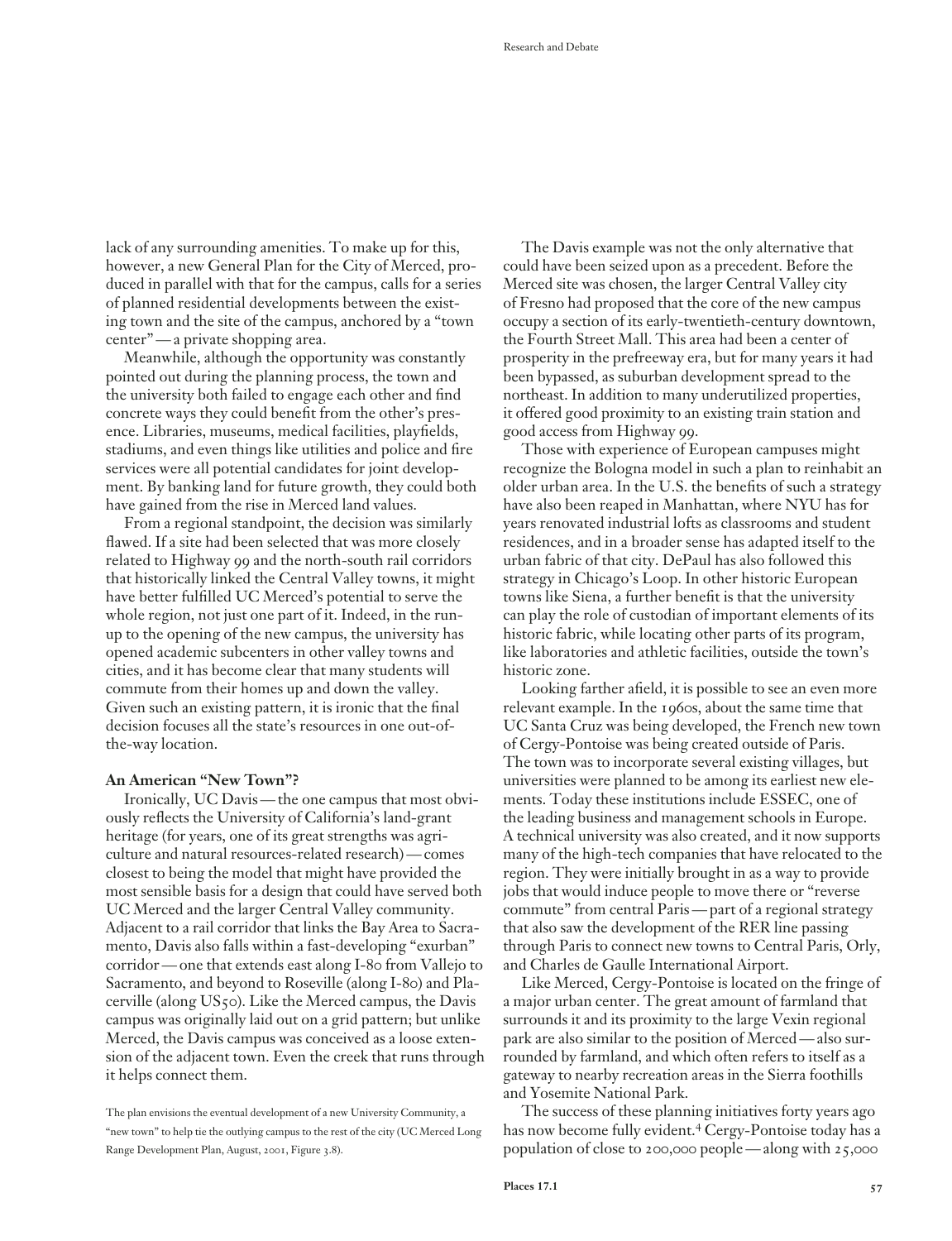lack of any surrounding amenities. To make up for this, however, a new General Plan for the City of Merced, produced in parallel with that for the campus, calls for a series of planned residential developments between the existing town and the site of the campus, anchored by a "town center"—a private shopping area.

Meanwhile, although the opportunity was constantly pointed out during the planning process, the town and the university both failed to engage each other and find concrete ways they could benefit from the other's presence. Libraries, museums, medical facilities, playfields, stadiums, and even things like utilities and police and fire services were all potential candidates for joint development. By banking land for future growth, they could both have gained from the rise in Merced land values.

From a regional standpoint, the decision was similarly flawed. If a site had been selected that was more closely related to Highway 99 and the north-south rail corridors that historically linked the Central Valley towns, it might have better fulfilled UC Merced's potential to serve the whole region, not just one part of it. Indeed, in the run-up to the opening of the new campus, the university has opened academic subcenters in other valley towns and cities, and it has become clear that many students will commute from their homes up and down the valley. Given such an existing pattern, it is ironic that the final decision focuses all the state's resources in one out-of-the-way location.

**An American "New Town"?**

Ironically, UC Davis—the one campus that most obviously reflects the University of California's land-grant heritage (for years, one of its great strengths was agriculture and natural resources-related research)—comes closest to being the model that might have provided the most sensible basis for a design that could have served both UC Merced and the larger Central Valley community. Adjacent to a rail corridor that links the Bay Area to Sacramento, Davis also falls within a fast-developing "exurban" corridor—one that extends east along I-80 from Vallejo to Sacramento, and beyond to Roseville (along I-80) and Placerville (along US50). Like the Merced campus, the Davis campus was originally laid out on a grid pattern; but unlike Merced, the Davis campus was conceived as a loose extension of the adjacent town. Even the creek that runs through it helps connect them.

The plan envisions the eventual development of a new University Community, a "new town" to help tie the outlying campus to the rest of the city (UC Merced Long Range Development Plan, August, 2001, Figure 3.8).

The Davis example was not the only alternative that could have been seized upon as a precedent. Before the Merced site was chosen, the larger Central Valley city of Fresno had proposed that the core of the new campus occupy a section of its early-twentieth-century downtown, the Fourth Street Mall. This area had been a center of prosperity in the prefreeway era, but for many years it had been bypassed, as suburban development spread to the northeast. In addition to many underutilized properties, it offered good proximity to an existing train station and good access from Highway 99.

Those with experience of European campuses might recognize the Bologna model in such a plan to reinhabit an older urban area. In the U.S. the benefits of such a strategy have also been reaped in Manhattan, where NYU has for years renovated industrial lofts as classrooms and student residences, and in a broader sense has adapted itself to the urban fabric of that city. DePaul has also followed this strategy in Chicago's Loop. In other historic European towns like Siena, a further benefit is that the university can play the role of custodian of important elements of its historic fabric, while locating other parts of its program, like laboratories and athletic facilities, outside the town's historic zone.

Looking farther afield, it is possible to see an even more relevant example. In the 1960s, about the same time that UC Santa Cruz was being developed, the French new town of Cergy-Pontoise was being created outside of Paris. The town was to incorporate several existing villages, but universities were planned to be among its earliest new elements. Today these institutions include ESSEC, one of the leading business and management schools in Europe. A technical university was also created, and it now supports many of the high-tech companies that have relocated to the region. They were initially brought in as a way to provide jobs that would induce people to move there or "reverse commute" from central Paris—part of a regional strategy that also saw the development of the RER line passing through Paris to connect new towns to Central Paris, Orly, and Charles de Gaulle International Airport.

Like Merced, Cergy-Pontoise is located on the fringe of a major urban center. The great amount of farmland that surrounds it and its proximity to the large Vexin regional park are also similar to the position of Merced—also surrounded by farmland, and which often refers to itself as a gateway to nearby recreation areas in the Sierra foothills and Yosemite National Park.

The success of these planning initiatives forty years ago has now become fully evident.[4] Cergy-Pontoise today has a population of close to 200,000 people—along with 25,000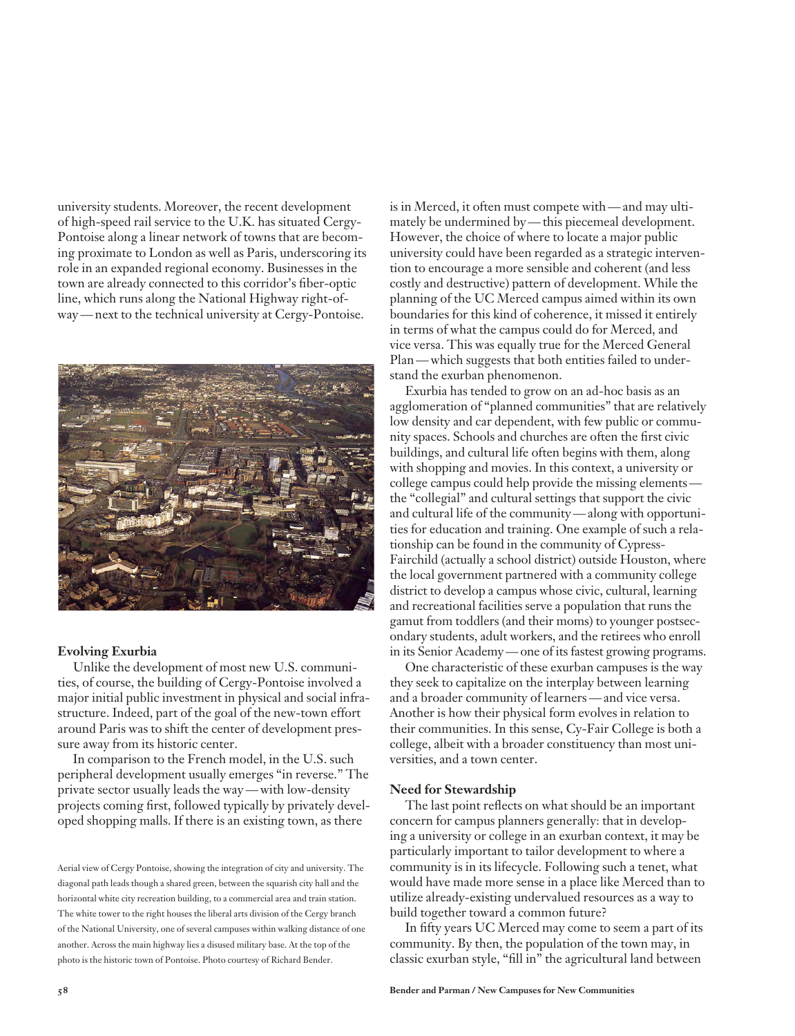university students. Moreover, the recent development of high-speed rail service to the U.K. has situated Cergy-Pontoise along a linear network of towns that are becoming proximate to London as well as Paris, underscoring its role in an expanded regional economy. Businesses in the town are already connected to this corridor's fiber-optic line, which runs along the National Highway right-of-way — next to the technical university at Cergy-Pontoise.

Aerial view of Cergy Pontoise, showing the integration of city and university. The diagonal path leads though a shared green, between the squarish city hall and the horizontal white city recreation building, to a commercial area and train station. The white tower to the right houses the liberal arts division of the Cergy branch of the National University, one of several campuses within walking distance of one another. Across the main highway lies a disused military base. At the top of the photo is the historic town of Pontoise. Photo courtesy of Richard Bender.

### Evolving Exurbia

Unlike the development of most new U.S. communities, of course, the building of Cergy-Pontoise involved a major initial public investment in physical and social infrastructure. Indeed, part of the goal of the new-town effort around Paris was to shift the center of development pressure away from its historic center.

In comparison to the French model, in the U.S. such peripheral development usually emerges "in reverse." The private sector usually leads the way — with low-density projects coming first, followed typically by privately developed shopping malls. If there is an existing town, as there is in Merced, it often must compete with — and may ultimately be undermined by — this piecemeal development. However, the choice of where to locate a major public university could have been regarded as a strategic intervention to encourage a more sensible and coherent (and less costly and destructive) pattern of development. While the planning of the UC Merced campus aimed within its own boundaries for this kind of coherence, it missed it entirely in terms of what the campus could do for Merced, and vice versa. This was equally true for the Merced General Plan — which suggests that both entities failed to understand the exurban phenomenon.

Exurbia has tended to grow on an ad-hoc basis as an agglomeration of "planned communities" that are relatively low density and car dependent, with few public or community spaces. Schools and churches are often the first civic buildings, and cultural life often begins with them, along with shopping and movies. In this context, a university or college campus could help provide the missing elements — the "collegial" and cultural settings that support the civic and cultural life of the community — along with opportunities for education and training. One example of such a relationship can be found in the community of Cypress-Fairchild (actually a school district) outside Houston, where the local government partnered with a community college district to develop a campus whose civic, cultural, learning and recreational facilities serve a population that runs the gamut from toddlers (and their moms) to younger postsecondary students, adult workers, and the retirees who enroll in its Senior Academy — one of its fastest growing programs.

One characteristic of these exurban campuses is the way they seek to capitalize on the interplay between learning and a broader community of learners — and vice versa. Another is how their physical form evolves in relation to their communities. In this sense, Cy-Fair College is both a college, albeit with a broader constituency than most universities, and a town center.

### Need for Stewardship

The last point reflects on what should be an important concern for campus planners generally: that in developing a university or college in an exurban context, it may be particularly important to tailor development to where a community is in its lifecycle. Following such a tenet, what would have made more sense in a place like Merced than to utilize already-existing undervalued resources as a way to build together toward a common future?

In fifty years UC Merced may come to seem a part of its community. By then, the population of the town may, in classic exurban style, "fill in" the agricultural land between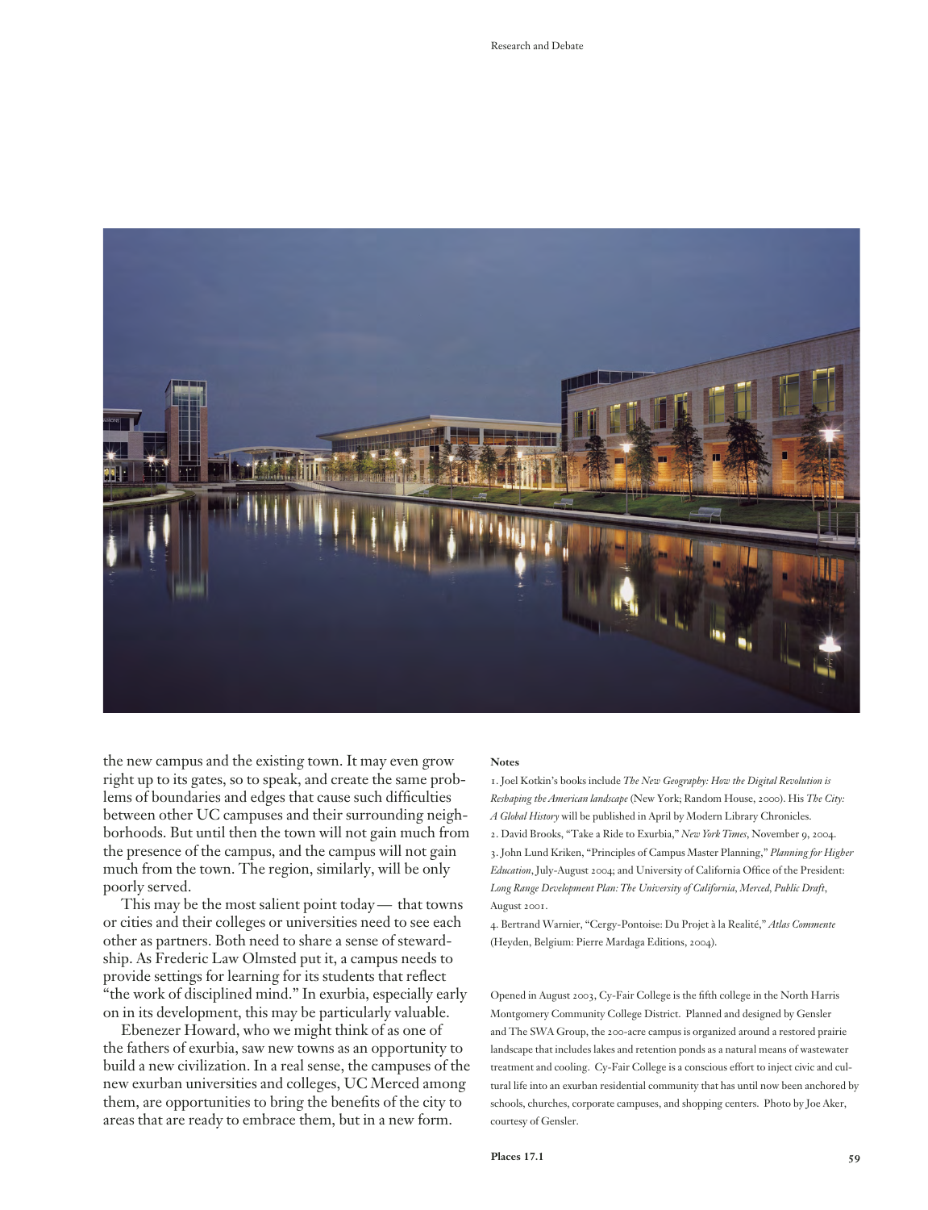the new campus and the existing town. It may even grow right up to its gates, so to speak, and create the same problems of boundaries and edges that cause such difficulties between other UC campuses and their surrounding neighborhoods. But until then the town will not gain much from the presence of the campus, and the campus will not gain much from the town. The region, similarly, will be only poorly served.

This may be the most salient point today — that towns or cities and their colleges or universities need to see each other as partners. Both need to share a sense of stewardship. As Frederic Law Olmsted put it, a campus needs to provide settings for learning for its students that reflect "the work of disciplined mind." In exurbia, especially early on in its development, this may be particularly valuable.

Ebenezer Howard, who we might think of as one of the fathers of exurbia, saw new towns as an opportunity to build a new civilization. In a real sense, the campuses of the new exurban universities and colleges, UC Merced among them, are opportunities to bring the benefits of the city to areas that are ready to embrace them, but in a new form.

**Notes**

1. Joel Kotkin's books include *The New Geography: How the Digital Revolution is Reshaping the American landscape* (New York; Random House, 2000). His *The City: A Global History* will be published in April by Modern Library Chronicles.

2. David Brooks, "Take a Ride to Exurbia," *New York Times*, November 9, 2004.

3. John Lund Kriken, "Principles of Campus Master Planning," *Planning for Higher Education*, July-August 2004; and University of California Office of the President: *Long Range Development Plan: The University of California, Merced, Public Draft*, August 2001.

4. Bertrand Warnier, "Cergy-Pontoise: Du Projet à la Realité," *Atlas Commente* (Heyden, Belgium: Pierre Mardaga Editions, 2004).

Opened in August 2003, Cy-Fair College is the fifth college in the North Harris Montgomery Community College District. Planned and designed by Gensler and The SWA Group, the 200-acre campus is organized around a restored prairie landscape that includes lakes and retention ponds as a natural means of wastewater treatment and cooling. Cy-Fair College is a conscious effort to inject civic and cultural life into an exurban residential community that has until now been anchored by schools, churches, corporate campuses, and shopping centers. Photo by Joe Aker, courtesy of Gensler.